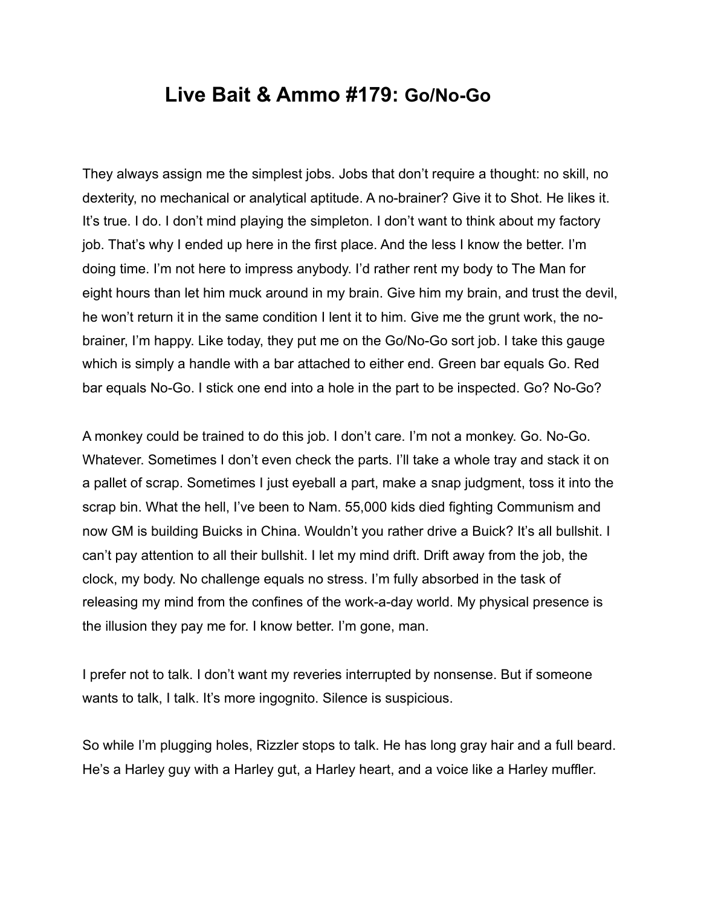# Live Bait & Ammo #179: Go/No-Go

They always assign me the simplest jobs. Jobs that don't require a thought: no skill, no dexterity, no mechanical or analytical aptitude. A no-brainer? Give it to Shot. He likes it. It's true. I do. I don't mind playing the simpleton. I don't want to think about my factory job. That's why I ended up here in the first place. And the less I know the better. I'm doing time. I'm not here to impress anybody. I'd rather rent my body to The Man for eight hours than let him muck around in my brain. Give him my brain, and trust the devil, he won't return it in the same condition I lent it to him. Give me the grunt work, the no-brainer, I'm happy. Like today, they put me on the Go/No-Go sort job. I take this gauge which is simply a handle with a bar attached to either end. Green bar equals Go. Red bar equals No-Go. I stick one end into a hole in the part to be inspected. Go? No-Go?

A monkey could be trained to do this job. I don't care. I'm not a monkey. Go. No-Go. Whatever. Sometimes I don't even check the parts. I'll take a whole tray and stack it on a pallet of scrap. Sometimes I just eyeball a part, make a snap judgment, toss it into the scrap bin. What the hell, I've been to Nam. 55,000 kids died fighting Communism and now GM is building Buicks in China. Wouldn't you rather drive a Buick? It's all bullshit. I can't pay attention to all their bullshit. I let my mind drift. Drift away from the job, the clock, my body. No challenge equals no stress. I'm fully absorbed in the task of releasing my mind from the confines of the work-a-day world. My physical presence is the illusion they pay me for. I know better. I'm gone, man.

I prefer not to talk. I don't want my reveries interrupted by nonsense. But if someone wants to talk, I talk. It's more ingognito. Silence is suspicious.

So while I'm plugging holes, Rizzler stops to talk. He has long gray hair and a full beard. He's a Harley guy with a Harley gut, a Harley heart, and a voice like a Harley muffler.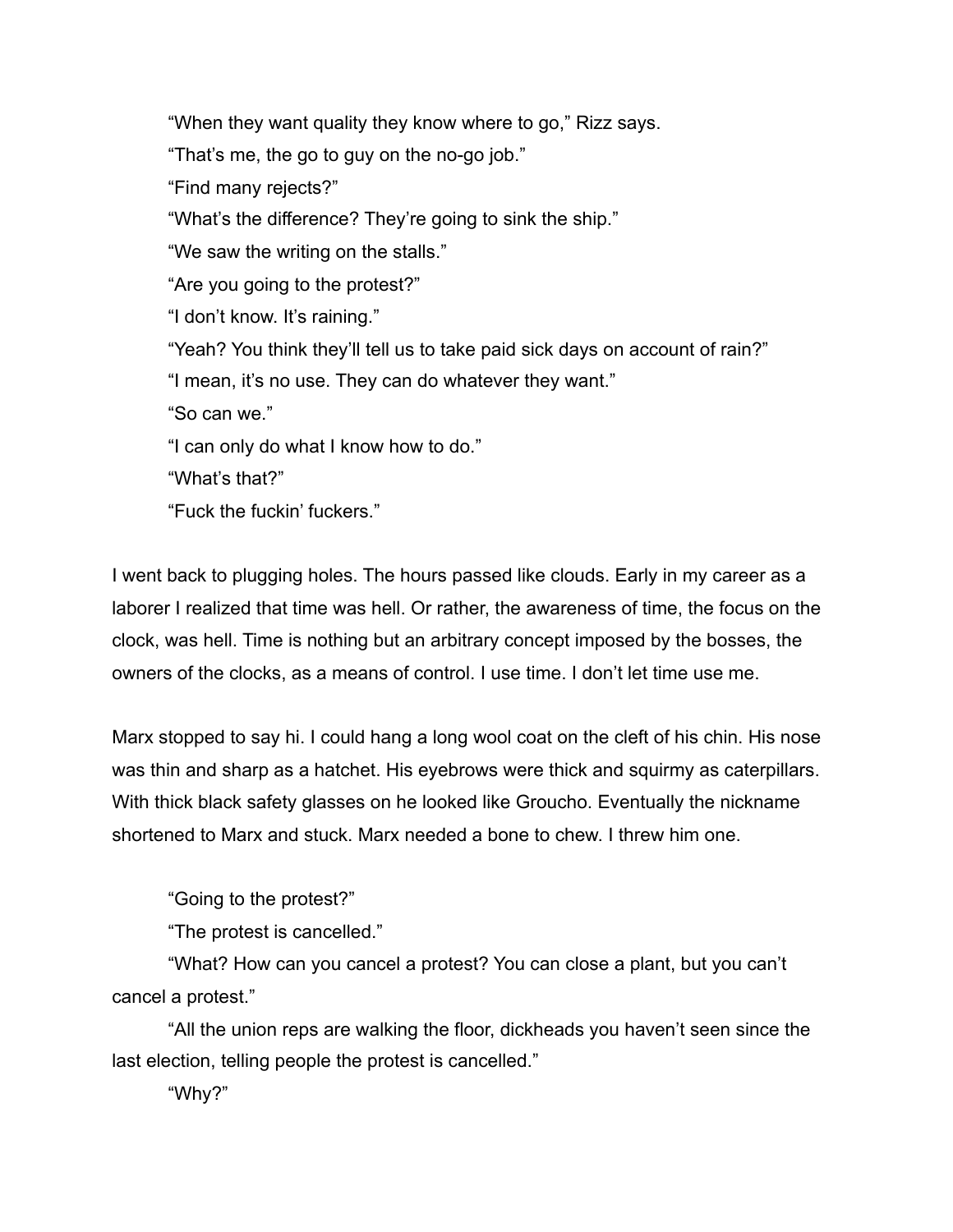“When they want quality they know where to go,” Rizz says.

“That’s me, the go to guy on the no-go job.”

“Find many rejects?”

“What’s the difference? They’re going to sink the ship.”

“We saw the writing on the stalls.”

“Are you going to the protest?”

“I don’t know. It’s raining.”

“Yeah? You think they’ll tell us to take paid sick days on account of rain?”

“I mean, it’s no use. They can do whatever they want.”

“So can we.”

“I can only do what I know how to do.”

“What’s that?”

“Fuck the fuckin’ fuckers.”

I went back to plugging holes. The hours passed like clouds. Early in my career as a laborer I realized that time was hell. Or rather, the awareness of time, the focus on the clock, was hell. Time is nothing but an arbitrary concept imposed by the bosses, the owners of the clocks, as a means of control. I use time. I don’t let time use me.

Marx stopped to say hi. I could hang a long wool coat on the cleft of his chin. His nose was thin and sharp as a hatchet. His eyebrows were thick and squirmy as caterpillars. With thick black safety glasses on he looked like Groucho. Eventually the nickname shortened to Marx and stuck. Marx needed a bone to chew. I threw him one.

“Going to the protest?”

“The protest is cancelled.”

“What? How can you cancel a protest? You can close a plant, but you can’t cancel a protest.”

“All the union reps are walking the floor, dickheads you haven’t seen since the last election, telling people the protest is cancelled.”

“Why?”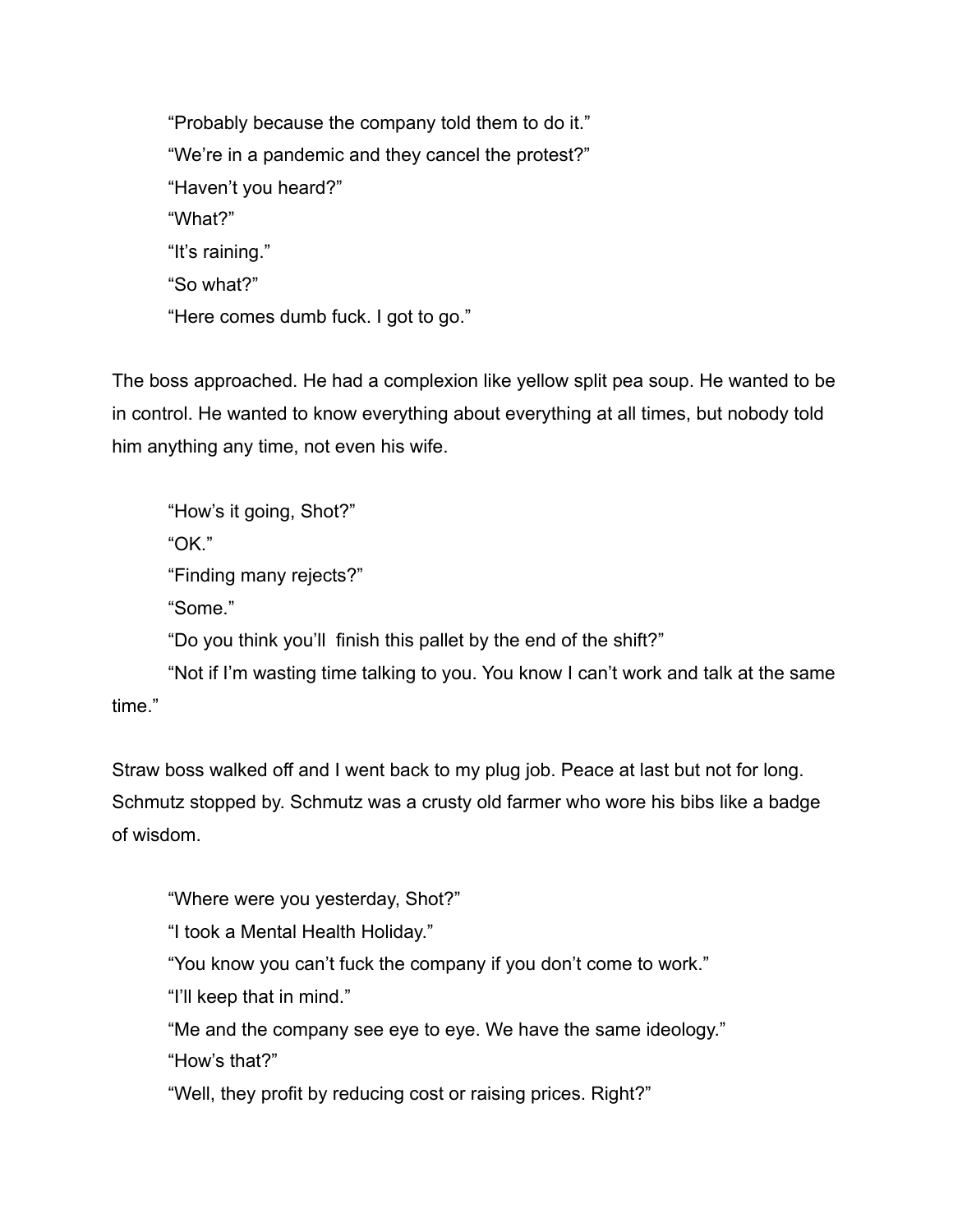"Probably because the company told them to do it."

"We're in a pandemic and they cancel the protest?"

"Haven't you heard?"

"What?"

"It's raining."

"So what?"

"Here comes dumb fuck. I got to go."

The boss approached. He had a complexion like yellow split pea soup. He wanted to be in control. He wanted to know everything about everything at all times, but nobody told him anything any time, not even his wife.

"How's it going, Shot?"

"OK."

"Finding many rejects?"

"Some."

"Do you think you'll  finish this pallet by the end of the shift?"

"Not if I'm wasting time talking to you. You know I can't work and talk at the same time."

Straw boss walked off and I went back to my plug job. Peace at last but not for long. Schmutz stopped by. Schmutz was a crusty old farmer who wore his bibs like a badge of wisdom.

"Where were you yesterday, Shot?"

"I took a Mental Health Holiday."

"You know you can't fuck the company if you don't come to work."

"I'll keep that in mind."

"Me and the company see eye to eye. We have the same ideology."

"How's that?"

"Well, they profit by reducing cost or raising prices. Right?"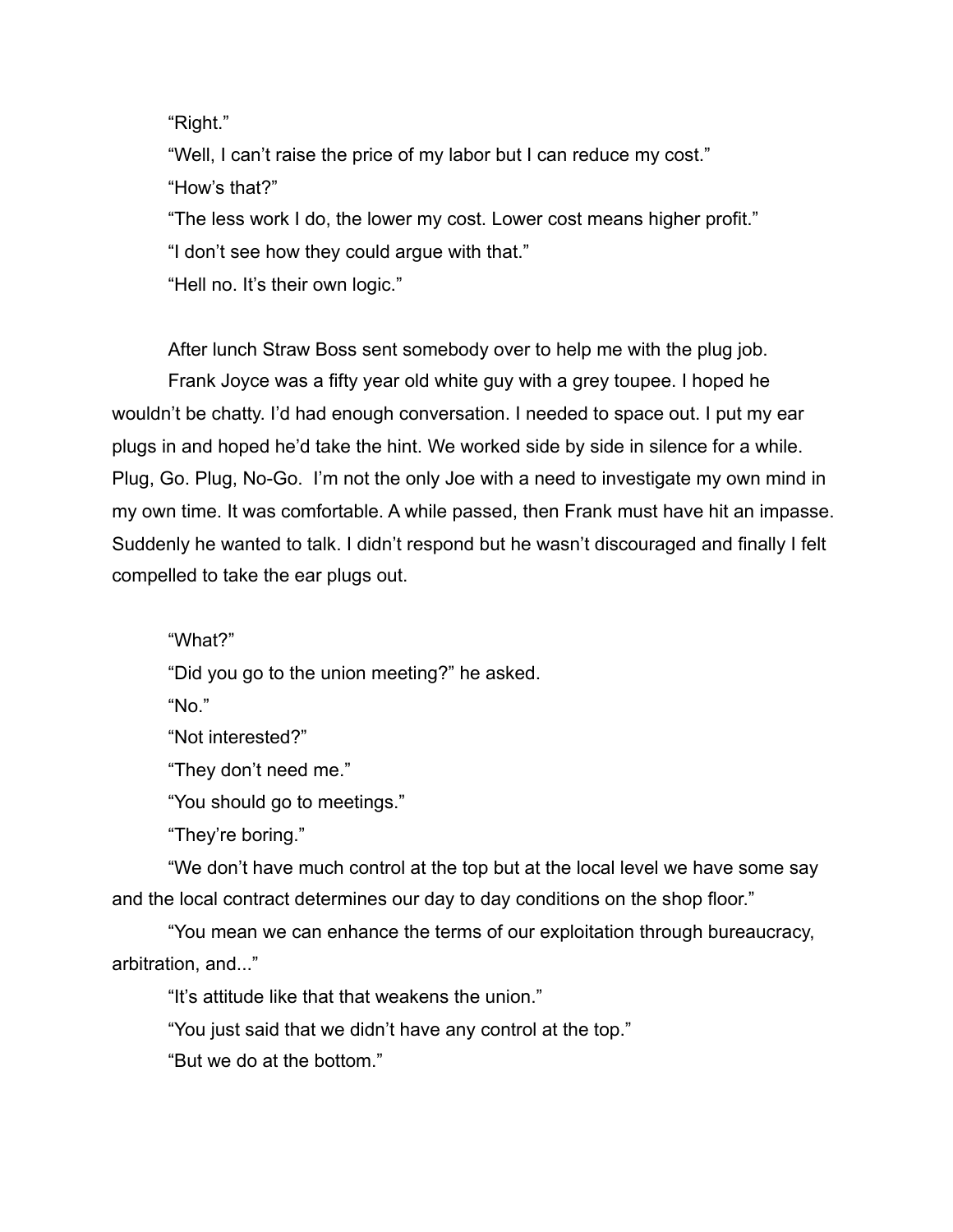"Right."

"Well, I can't raise the price of my labor but I can reduce my cost."

"How's that?"

"The less work I do, the lower my cost. Lower cost means higher profit."

"I don't see how they could argue with that."

"Hell no. It's their own logic."

After lunch Straw Boss sent somebody over to help me with the plug job.

Frank Joyce was a fifty year old white guy with a grey toupee. I hoped he wouldn't be chatty. I'd had enough conversation. I needed to space out. I put my ear plugs in and hoped he'd take the hint. We worked side by side in silence for a while. Plug, Go. Plug, No-Go. I'm not the only Joe with a need to investigate my own mind in my own time. It was comfortable. A while passed, then Frank must have hit an impasse. Suddenly he wanted to talk. I didn't respond but he wasn't discouraged and finally I felt compelled to take the ear plugs out.

"What?"

"Did you go to the union meeting?" he asked.

"No."

"Not interested?"

"They don't need me."

"You should go to meetings."

"They're boring."

"We don't have much control at the top but at the local level we have some say and the local contract determines our day to day conditions on the shop floor."

"You mean we can enhance the terms of our exploitation through bureaucracy, arbitration, and..."

"It's attitude like that that weakens the union."

"You just said that we didn't have any control at the top."

"But we do at the bottom."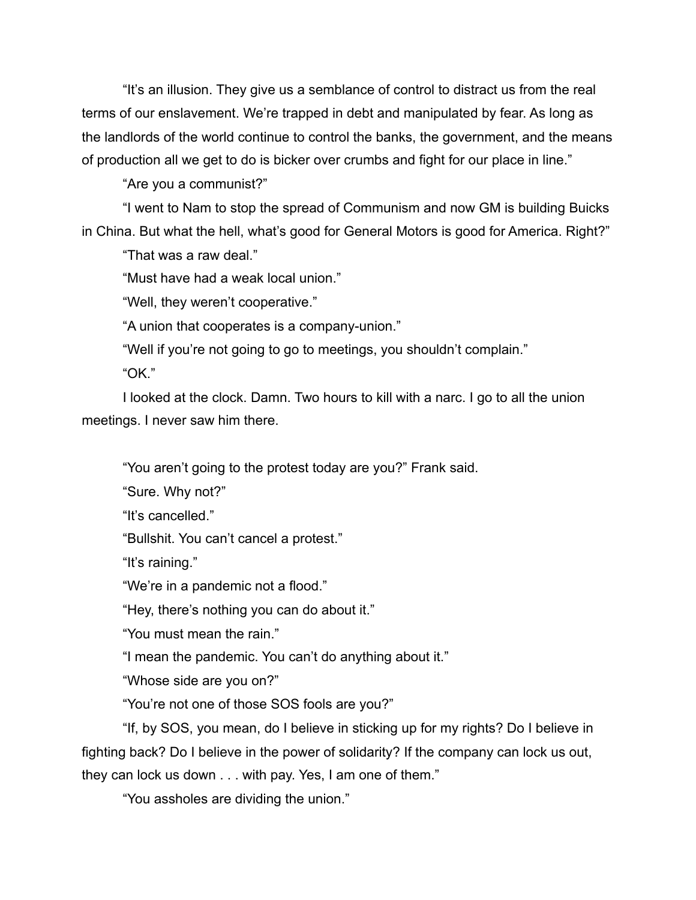"It's an illusion. They give us a semblance of control to distract us from the real terms of our enslavement. We're trapped in debt and manipulated by fear. As long as the landlords of the world continue to control the banks, the government, and the means of production all we get to do is bicker over crumbs and fight for our place in line."

"Are you a communist?"

"I went to Nam to stop the spread of Communism and now GM is building Buicks in China. But what the hell, what's good for General Motors is good for America. Right?"

"That was a raw deal."

"Must have had a weak local union."

"Well, they weren't cooperative."

"A union that cooperates is a company-union."

"Well if you're not going to go to meetings, you shouldn't complain."

"OK."

I looked at the clock. Damn. Two hours to kill with a narc. I go to all the union meetings. I never saw him there.

"You aren't going to the protest today are you?" Frank said.

"Sure. Why not?"

"It's cancelled."

"Bullshit. You can't cancel a protest."

"It's raining."

"We're in a pandemic not a flood."

"Hey, there's nothing you can do about it."

"You must mean the rain."

"I mean the pandemic. You can't do anything about it."

"Whose side are you on?"

"You're not one of those SOS fools are you?"

"If, by SOS, you mean, do I believe in sticking up for my rights? Do I believe in fighting back? Do I believe in the power of solidarity? If the company can lock us out, they can lock us down . . . with pay. Yes, I am one of them."

"You assholes are dividing the union."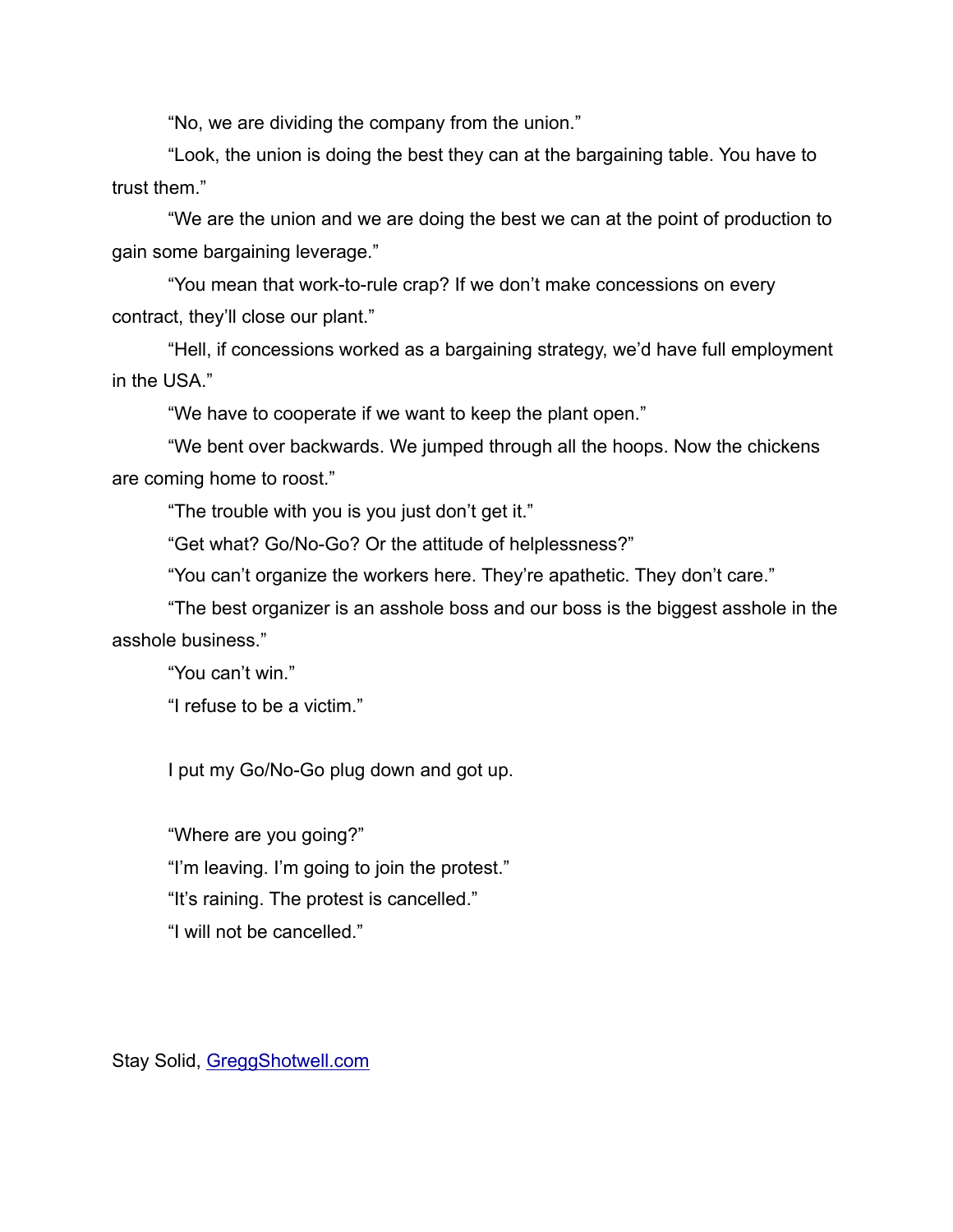"No, we are dividing the company from the union."

"Look, the union is doing the best they can at the bargaining table. You have to trust them."

"We are the union and we are doing the best we can at the point of production to gain some bargaining leverage."

"You mean that work-to-rule crap? If we don't make concessions on every contract, they'll close our plant."

"Hell, if concessions worked as a bargaining strategy, we'd have full employment in the USA."

"We have to cooperate if we want to keep the plant open."

"We bent over backwards. We jumped through all the hoops. Now the chickens are coming home to roost."

"The trouble with you is you just don't get it."

"Get what? Go/No-Go? Or the attitude of helplessness?"

"You can't organize the workers here. They're apathetic. They don't care."

"The best organizer is an asshole boss and our boss is the biggest asshole in the asshole business."

"You can't win."

"I refuse to be a victim."

I put my Go/No-Go plug down and got up.

"Where are you going?"

"I'm leaving. I'm going to join the protest."

"It's raining. The protest is cancelled."

"I will not be cancelled."

Stay Solid, [GreggShotwell.com](GreggShotwell.com)